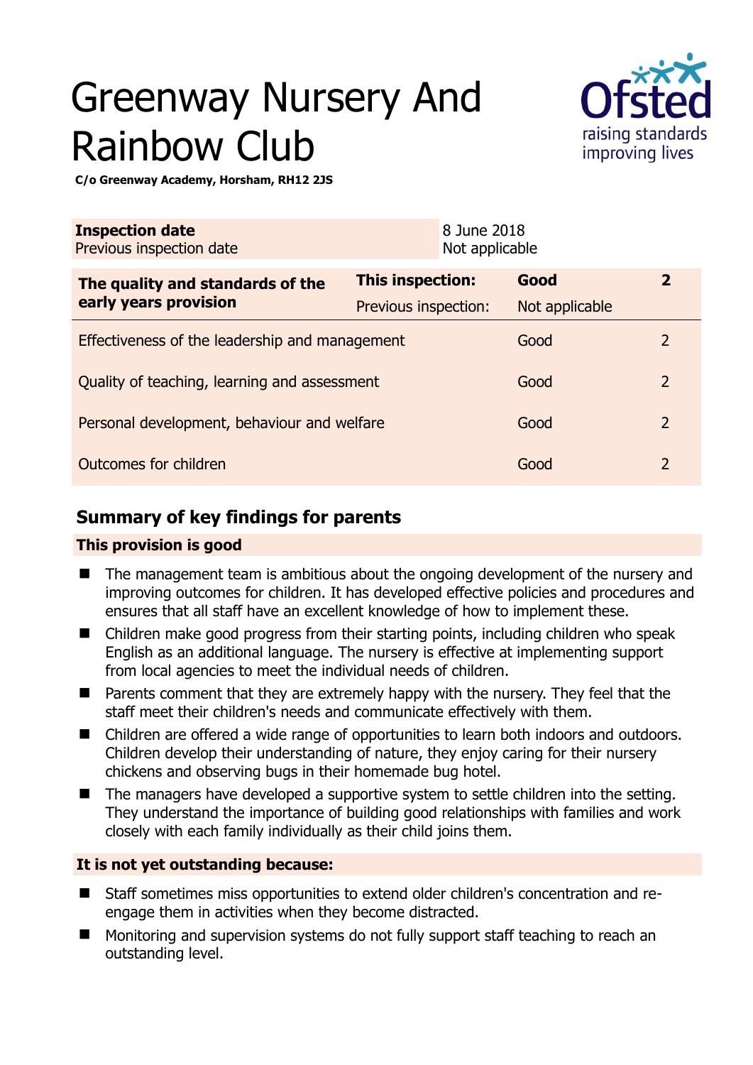# Greenway Nursery And Rainbow Club

**C/o Greenway Academy, Horsham, RH12 2JS**

| | |
|---|---|
| **Inspection date** | 8 June 2018 |
| Previous inspection date | Not applicable |

| **The quality and standards of the early years provision** | **This inspection:** | **Good** | **2** |
|---|---|---|---|
| | Previous inspection: | Not applicable | |
| Effectiveness of the leadership and management | | Good | 2 |
| Quality of teaching, learning and assessment | | Good | 2 |
| Personal development, behaviour and welfare | | Good | 2 |
| Outcomes for children | | Good | 2 |

## Summary of key findings for parents

**This provision is good**

- The management team is ambitious about the ongoing development of the nursery and improving outcomes for children. It has developed effective policies and procedures and ensures that all staff have an excellent knowledge of how to implement these.
- Children make good progress from their starting points, including children who speak English as an additional language. The nursery is effective at implementing support from local agencies to meet the individual needs of children.
- Parents comment that they are extremely happy with the nursery. They feel that the staff meet their children's needs and communicate effectively with them.
- Children are offered a wide range of opportunities to learn both indoors and outdoors. Children develop their understanding of nature, they enjoy caring for their nursery chickens and observing bugs in their homemade bug hotel.
- The managers have developed a supportive system to settle children into the setting. They understand the importance of building good relationships with families and work closely with each family individually as their child joins them.

**It is not yet outstanding because:**

- Staff sometimes miss opportunities to extend older children's concentration and re-engage them in activities when they become distracted.
- Monitoring and supervision systems do not fully support staff teaching to reach an outstanding level.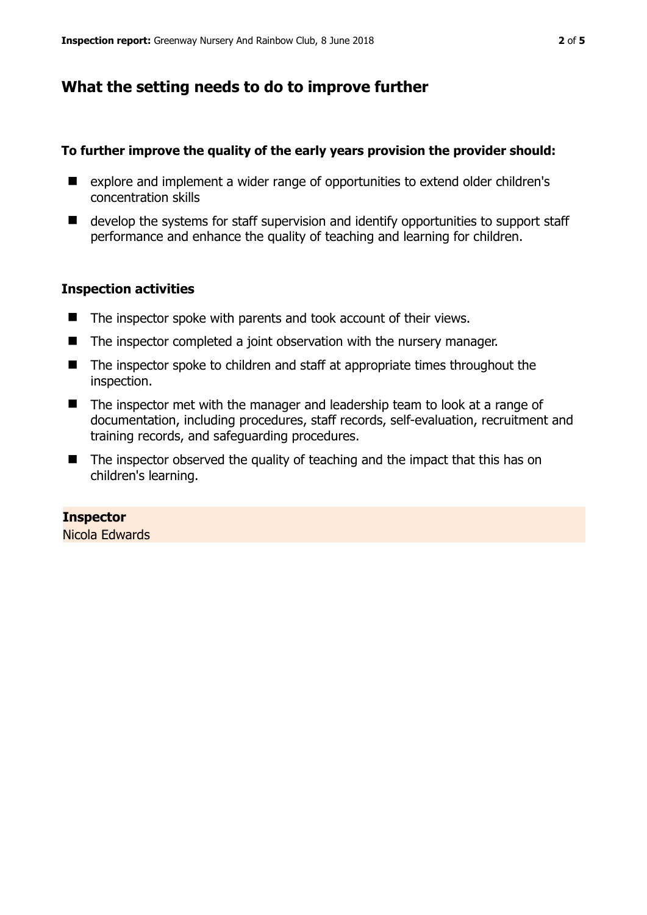## What the setting needs to do to improve further

**To further improve the quality of the early years provision the provider should:**

- explore and implement a wider range of opportunities to extend older children's concentration skills
- develop the systems for staff supervision and identify opportunities to support staff performance and enhance the quality of teaching and learning for children.

### Inspection activities

- The inspector spoke with parents and took account of their views.
- The inspector completed a joint observation with the nursery manager.
- The inspector spoke to children and staff at appropriate times throughout the inspection.
- The inspector met with the manager and leadership team to look at a range of documentation, including procedures, staff records, self-evaluation, recruitment and training records, and safeguarding procedures.
- The inspector observed the quality of teaching and the impact that this has on children's learning.

**Inspector**
Nicola Edwards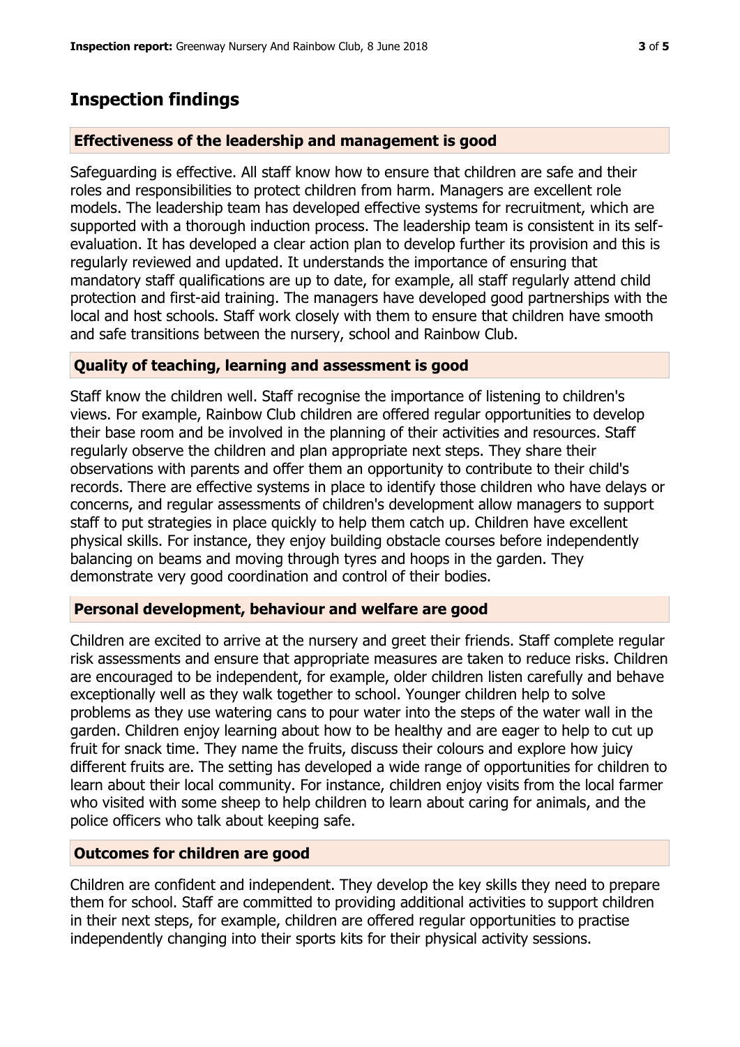## Inspection findings

### Effectiveness of the leadership and management is good

Safeguarding is effective. All staff know how to ensure that children are safe and their roles and responsibilities to protect children from harm. Managers are excellent role models. The leadership team has developed effective systems for recruitment, which are supported with a thorough induction process. The leadership team is consistent in its self-evaluation. It has developed a clear action plan to develop further its provision and this is regularly reviewed and updated. It understands the importance of ensuring that mandatory staff qualifications are up to date, for example, all staff regularly attend child protection and first-aid training. The managers have developed good partnerships with the local and host schools. Staff work closely with them to ensure that children have smooth and safe transitions between the nursery, school and Rainbow Club.

### Quality of teaching, learning and assessment is good

Staff know the children well. Staff recognise the importance of listening to children's views. For example, Rainbow Club children are offered regular opportunities to develop their base room and be involved in the planning of their activities and resources. Staff regularly observe the children and plan appropriate next steps. They share their observations with parents and offer them an opportunity to contribute to their child's records. There are effective systems in place to identify those children who have delays or concerns, and regular assessments of children's development allow managers to support staff to put strategies in place quickly to help them catch up. Children have excellent physical skills. For instance, they enjoy building obstacle courses before independently balancing on beams and moving through tyres and hoops in the garden. They demonstrate very good coordination and control of their bodies.

### Personal development, behaviour and welfare are good

Children are excited to arrive at the nursery and greet their friends. Staff complete regular risk assessments and ensure that appropriate measures are taken to reduce risks. Children are encouraged to be independent, for example, older children listen carefully and behave exceptionally well as they walk together to school. Younger children help to solve problems as they use watering cans to pour water into the steps of the water wall in the garden. Children enjoy learning about how to be healthy and are eager to help to cut up fruit for snack time. They name the fruits, discuss their colours and explore how juicy different fruits are. The setting has developed a wide range of opportunities for children to learn about their local community. For instance, children enjoy visits from the local farmer who visited with some sheep to help children to learn about caring for animals, and the police officers who talk about keeping safe.

### Outcomes for children are good

Children are confident and independent. They develop the key skills they need to prepare them for school. Staff are committed to providing additional activities to support children in their next steps, for example, children are offered regular opportunities to practise independently changing into their sports kits for their physical activity sessions.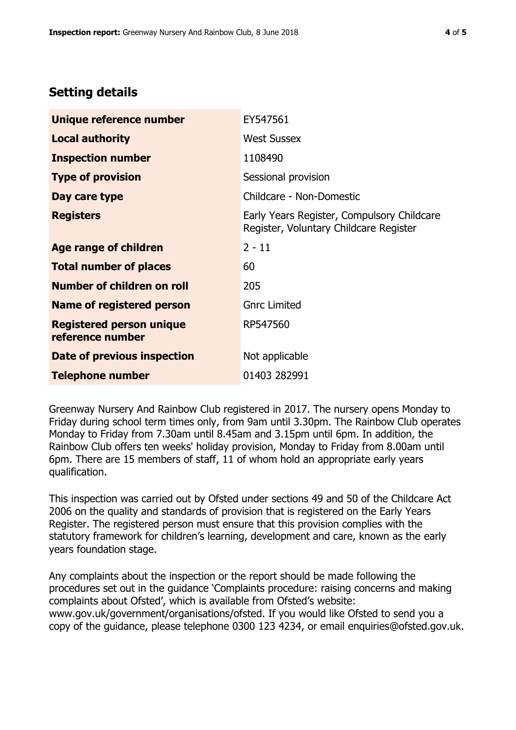## Setting details

| | |
|---|---|
| **Unique reference number** | EY547561 |
| **Local authority** | West Sussex |
| **Inspection number** | 1108490 |
| **Type of provision** | Sessional provision |
| **Day care type** | Childcare - Non-Domestic |
| **Registers** | Early Years Register, Compulsory Childcare Register, Voluntary Childcare Register |
| **Age range of children** | 2 - 11 |
| **Total number of places** | 60 |
| **Number of children on roll** | 205 |
| **Name of registered person** | Gnrc Limited |
| **Registered person unique reference number** | RP547560 |
| **Date of previous inspection** | Not applicable |
| **Telephone number** | 01403 282991 |

Greenway Nursery And Rainbow Club registered in 2017. The nursery opens Monday to Friday during school term times only, from 9am until 3.30pm. The Rainbow Club operates Monday to Friday from 7.30am until 8.45am and 3.15pm until 6pm. In addition, the Rainbow Club offers ten weeks' holiday provision, Monday to Friday from 8.00am until 6pm. There are 15 members of staff, 11 of whom hold an appropriate early years qualification.

This inspection was carried out by Ofsted under sections 49 and 50 of the Childcare Act 2006 on the quality and standards of provision that is registered on the Early Years Register. The registered person must ensure that this provision complies with the statutory framework for children's learning, development and care, known as the early years foundation stage.

Any complaints about the inspection or the report should be made following the procedures set out in the guidance 'Complaints procedure: raising concerns and making complaints about Ofsted', which is available from Ofsted's website: www.gov.uk/government/organisations/ofsted. If you would like Ofsted to send you a copy of the guidance, please telephone 0300 123 4234, or email enquiries@ofsted.gov.uk.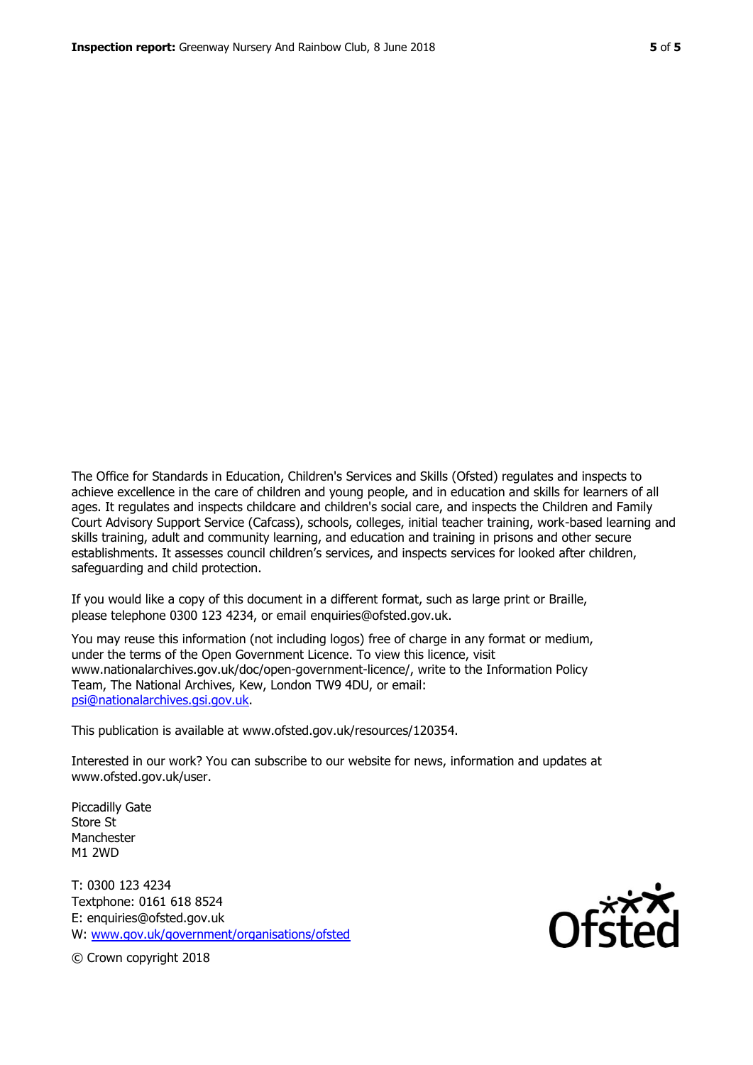The Office for Standards in Education, Children's Services and Skills (Ofsted) regulates and inspects to achieve excellence in the care of children and young people, and in education and skills for learners of all ages. It regulates and inspects childcare and children's social care, and inspects the Children and Family Court Advisory Support Service (Cafcass), schools, colleges, initial teacher training, work-based learning and skills training, adult and community learning, and education and training in prisons and other secure establishments. It assesses council children's services, and inspects services for looked after children, safeguarding and child protection.

If you would like a copy of this document in a different format, such as large print or Braille, please telephone 0300 123 4234, or email enquiries@ofsted.gov.uk.

You may reuse this information (not including logos) free of charge in any format or medium, under the terms of the Open Government Licence. To view this licence, visit www.nationalarchives.gov.uk/doc/open-government-licence/, write to the Information Policy Team, The National Archives, Kew, London TW9 4DU, or email: psi@nationalarchives.gsi.gov.uk.

This publication is available at www.ofsted.gov.uk/resources/120354.

Interested in our work? You can subscribe to our website for news, information and updates at www.ofsted.gov.uk/user.

Piccadilly Gate
Store St
Manchester
M1 2WD

T: 0300 123 4234
Textphone: 0161 618 8524
E: enquiries@ofsted.gov.uk
W: www.gov.uk/government/organisations/ofsted

© Crown copyright 2018